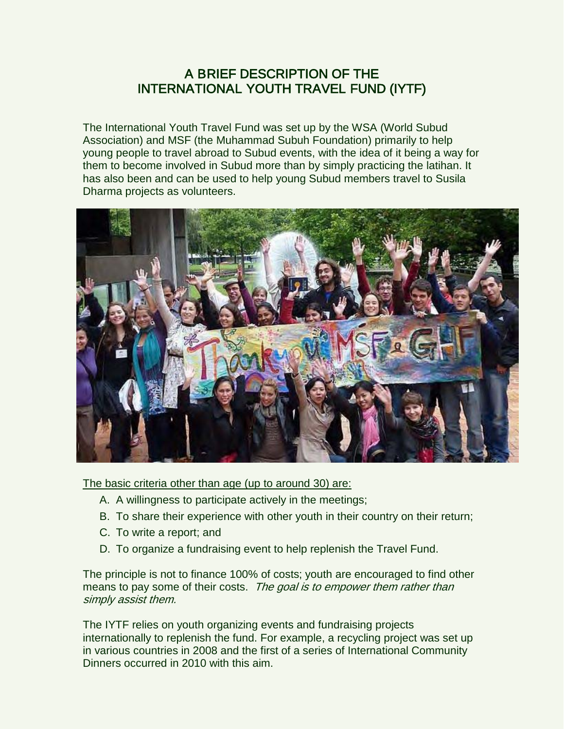# A BRIEF DESCRIPTION OF THE INTERNATIONAL YOUTH TRAVEL FUND (IYTF)

The International Youth Travel Fund was set up by the WSA (World Subud Association) and MSF (the Muhammad Subuh Foundation) primarily to help young people to travel abroad to Subud events, with the idea of it being a way for them to become involved in Subud more than by simply practicing the latihan. It has also been and can be used to help young Subud members travel to Susila Dharma projects as volunteers.

The basic criteria other than age (up to around 30) are:

A. A willingness to participate actively in the meetings;
B. To share their experience with other youth in their country on their return;
C. To write a report; and
D. To organize a fundraising event to help replenish the Travel Fund.

The principle is not to finance 100% of costs; youth are encouraged to find other means to pay some of their costs. *The goal is to empower them rather than simply assist them.*

The IYTF relies on youth organizing events and fundraising projects internationally to replenish the fund. For example, a recycling project was set up in various countries in 2008 and the first of a series of International Community Dinners occurred in 2010 with this aim.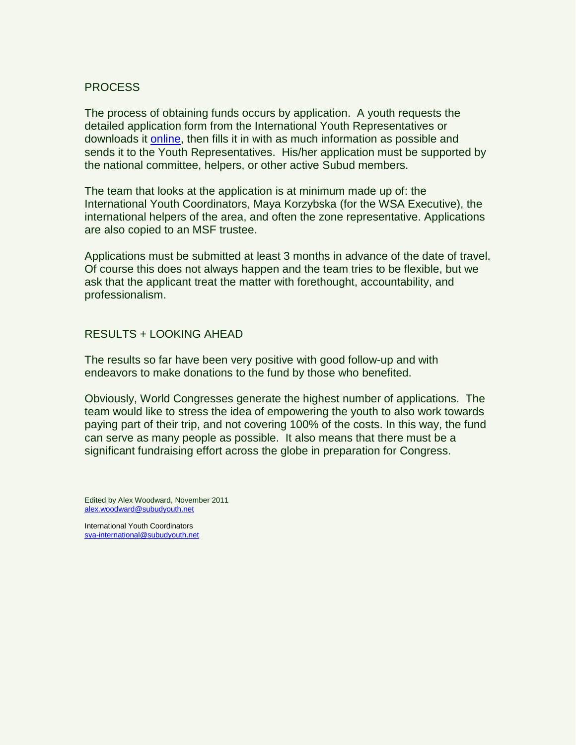## PROCESS

The process of obtaining funds occurs by application. A youth requests the detailed application form from the International Youth Representatives or downloads it online, then fills it in with as much information as possible and sends it to the Youth Representatives. His/her application must be supported by the national committee, helpers, or other active Subud members.

The team that looks at the application is at minimum made up of: the International Youth Coordinators, Maya Korzybska (for the WSA Executive), the international helpers of the area, and often the zone representative. Applications are also copied to an MSF trustee.

Applications must be submitted at least 3 months in advance of the date of travel. Of course this does not always happen and the team tries to be flexible, but we ask that the applicant treat the matter with forethought, accountability, and professionalism.

## RESULTS + LOOKING AHEAD

The results so far have been very positive with good follow-up and with endeavors to make donations to the fund by those who benefited.

Obviously, World Congresses generate the highest number of applications. The team would like to stress the idea of empowering the youth to also work towards paying part of their trip, and not covering 100% of the costs. In this way, the fund can serve as many people as possible. It also means that there must be a significant fundraising effort across the globe in preparation for Congress.

Edited by Alex Woodward, November 2011
alex.woodward@subudyouth.net

International Youth Coordinators
sya-international@subudyouth.net